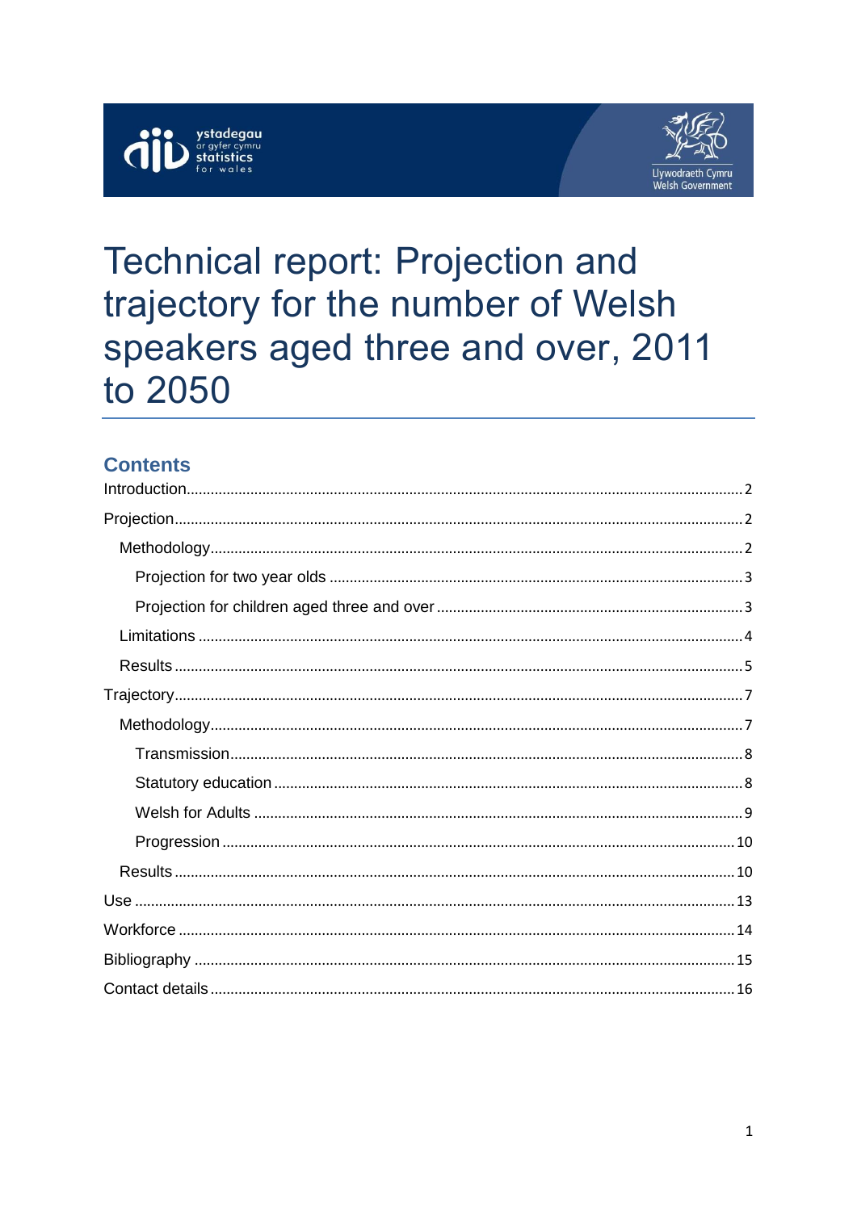# Technical report: Projection and trajectory for the number of Welsh speakers aged three and over, 2011 to 2050

## Contents

- Introduction ..... 2
- Projection ..... 2
  - Methodology ..... 2
    - Projection for two year olds ..... 3
    - Projection for children aged three and over ..... 3
  - Limitations ..... 4
  - Results ..... 5
- Trajectory ..... 7
  - Methodology ..... 7
    - Transmission ..... 8
    - Statutory education ..... 8
    - Welsh for Adults ..... 9
    - Progression ..... 10
  - Results ..... 10
- Use ..... 13
- Workforce ..... 14
- Bibliography ..... 15
- Contact details ..... 16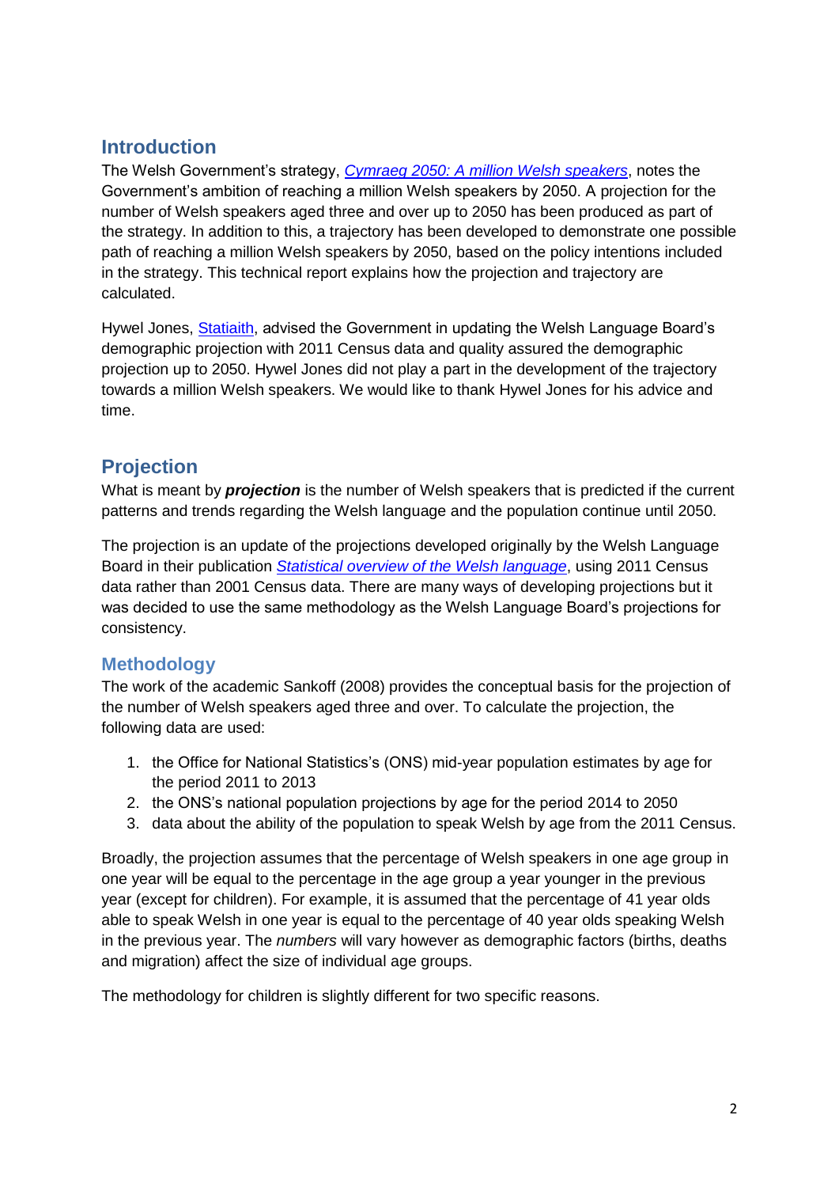## Introduction

The Welsh Government's strategy, *Cymraeg 2050: A million Welsh speakers*, notes the Government's ambition of reaching a million Welsh speakers by 2050. A projection for the number of Welsh speakers aged three and over up to 2050 has been produced as part of the strategy. In addition to this, a trajectory has been developed to demonstrate one possible path of reaching a million Welsh speakers by 2050, based on the policy intentions included in the strategy. This technical report explains how the projection and trajectory are calculated.

Hywel Jones, Statiaith, advised the Government in updating the Welsh Language Board's demographic projection with 2011 Census data and quality assured the demographic projection up to 2050. Hywel Jones did not play a part in the development of the trajectory towards a million Welsh speakers. We would like to thank Hywel Jones for his advice and time.

## Projection

What is meant by ***projection*** is the number of Welsh speakers that is predicted if the current patterns and trends regarding the Welsh language and the population continue until 2050.

The projection is an update of the projections developed originally by the Welsh Language Board in their publication *Statistical overview of the Welsh language*, using 2011 Census data rather than 2001 Census data. There are many ways of developing projections but it was decided to use the same methodology as the Welsh Language Board's projections for consistency.

### Methodology

The work of the academic Sankoff (2008) provides the conceptual basis for the projection of the number of Welsh speakers aged three and over. To calculate the projection, the following data are used:

1. the Office for National Statistics's (ONS) mid-year population estimates by age for the period 2011 to 2013
2. the ONS's national population projections by age for the period 2014 to 2050
3. data about the ability of the population to speak Welsh by age from the 2011 Census.

Broadly, the projection assumes that the percentage of Welsh speakers in one age group in one year will be equal to the percentage in the age group a year younger in the previous year (except for children). For example, it is assumed that the percentage of 41 year olds able to speak Welsh in one year is equal to the percentage of 40 year olds speaking Welsh in the previous year. The *numbers* will vary however as demographic factors (births, deaths and migration) affect the size of individual age groups.

The methodology for children is slightly different for two specific reasons.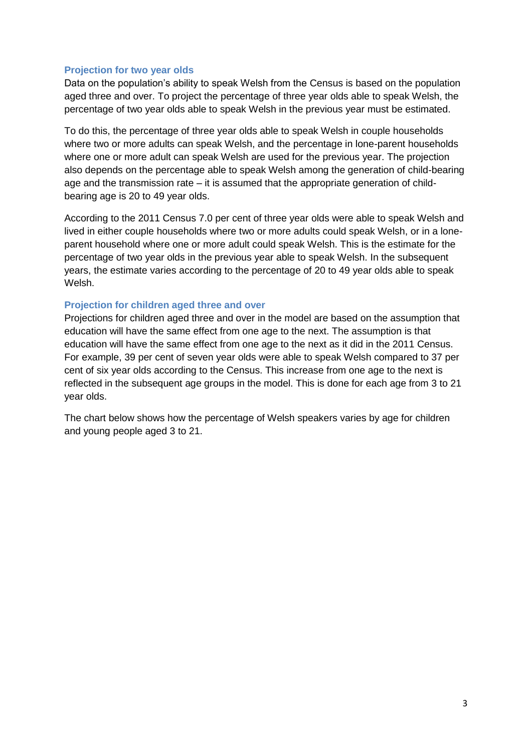### Projection for two year olds

Data on the population's ability to speak Welsh from the Census is based on the population aged three and over. To project the percentage of three year olds able to speak Welsh, the percentage of two year olds able to speak Welsh in the previous year must be estimated.

To do this, the percentage of three year olds able to speak Welsh in couple households where two or more adults can speak Welsh, and the percentage in lone-parent households where one or more adult can speak Welsh are used for the previous year. The projection also depends on the percentage able to speak Welsh among the generation of child-bearing age and the transmission rate – it is assumed that the appropriate generation of child-bearing age is 20 to 49 year olds.

According to the 2011 Census 7.0 per cent of three year olds were able to speak Welsh and lived in either couple households where two or more adults could speak Welsh, or in a lone-parent household where one or more adult could speak Welsh. This is the estimate for the percentage of two year olds in the previous year able to speak Welsh. In the subsequent years, the estimate varies according to the percentage of 20 to 49 year olds able to speak Welsh.

### Projection for children aged three and over

Projections for children aged three and over in the model are based on the assumption that education will have the same effect from one age to the next. The assumption is that education will have the same effect from one age to the next as it did in the 2011 Census. For example, 39 per cent of seven year olds were able to speak Welsh compared to 37 per cent of six year olds according to the Census. This increase from one age to the next is reflected in the subsequent age groups in the model. This is done for each age from 3 to 21 year olds.

The chart below shows how the percentage of Welsh speakers varies by age for children and young people aged 3 to 21.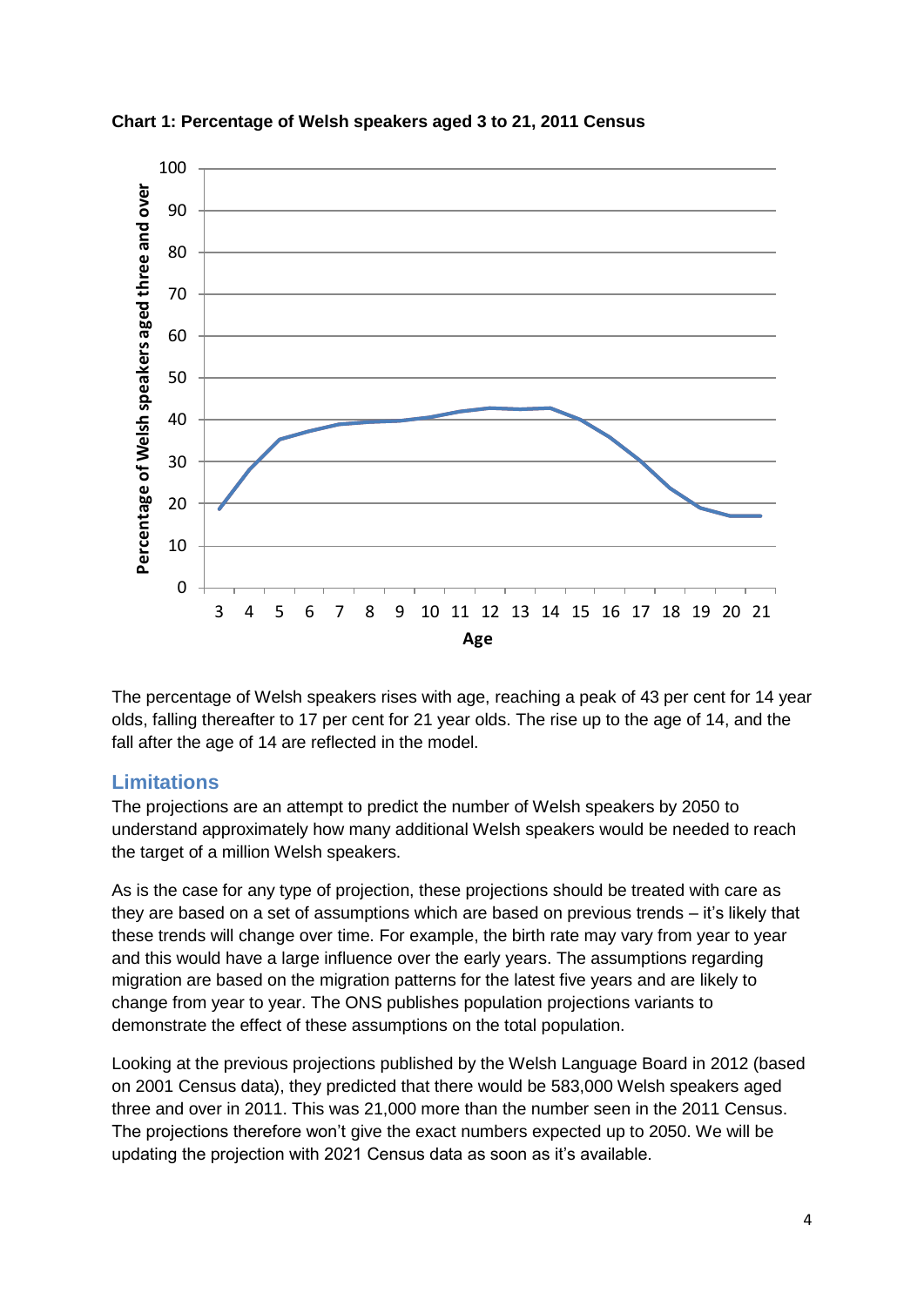**Chart 1: Percentage of Welsh speakers aged 3 to 21, 2011 Census**

The percentage of Welsh speakers rises with age, reaching a peak of 43 per cent for 14 year olds, falling thereafter to 17 per cent for 21 year olds. The rise up to the age of 14, and the fall after the age of 14 are reflected in the model.

## Limitations

The projections are an attempt to predict the number of Welsh speakers by 2050 to understand approximately how many additional Welsh speakers would be needed to reach the target of a million Welsh speakers.

As is the case for any type of projection, these projections should be treated with care as they are based on a set of assumptions which are based on previous trends – it's likely that these trends will change over time. For example, the birth rate may vary from year to year and this would have a large influence over the early years. The assumptions regarding migration are based on the migration patterns for the latest five years and are likely to change from year to year. The ONS publishes population projections variants to demonstrate the effect of these assumptions on the total population.

Looking at the previous projections published by the Welsh Language Board in 2012 (based on 2001 Census data), they predicted that there would be 583,000 Welsh speakers aged three and over in 2011. This was 21,000 more than the number seen in the 2011 Census. The projections therefore won't give the exact numbers expected up to 2050. We will be updating the projection with 2021 Census data as soon as it's available.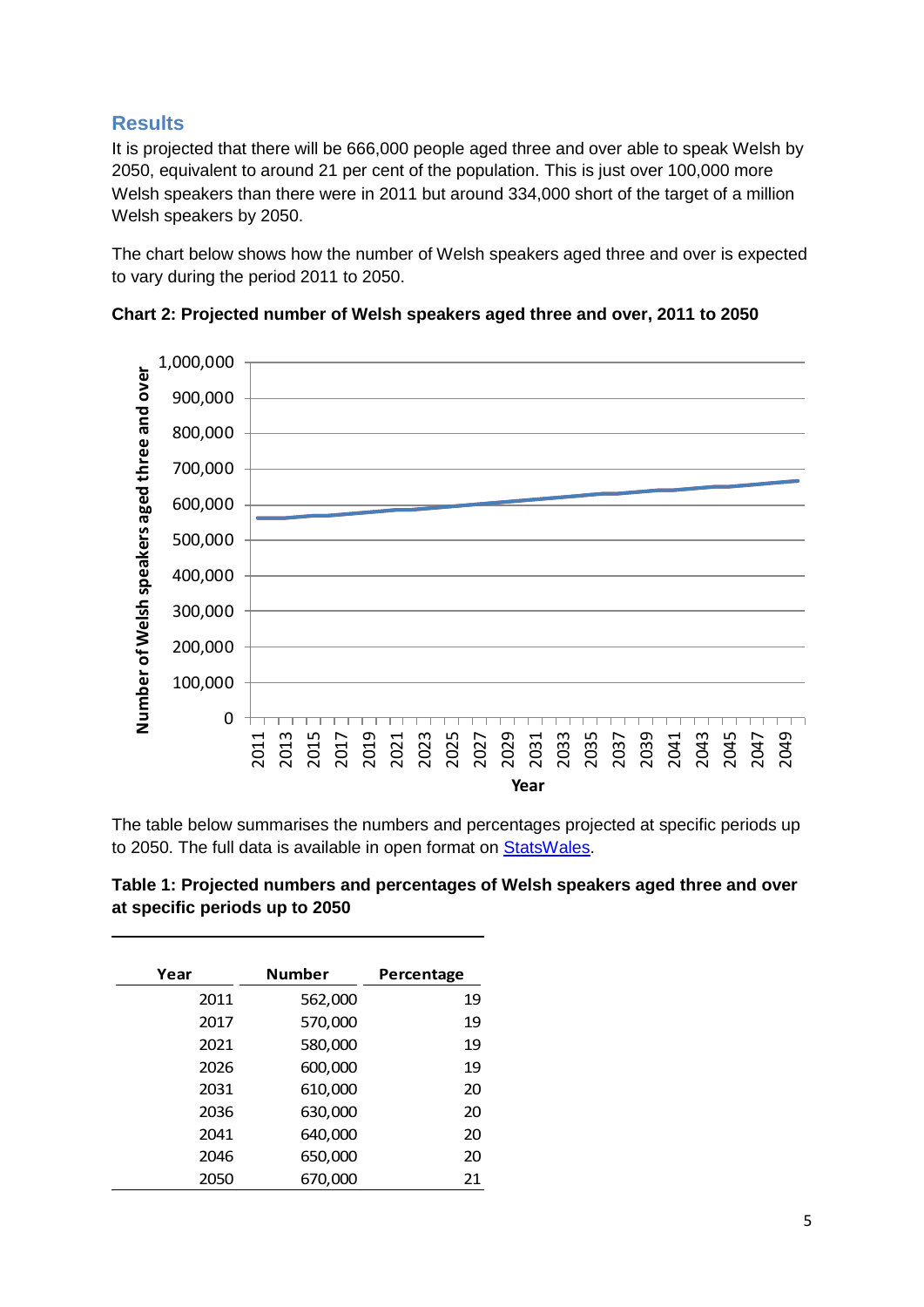## Results

It is projected that there will be 666,000 people aged three and over able to speak Welsh by 2050, equivalent to around 21 per cent of the population. This is just over 100,000 more Welsh speakers than there were in 2011 but around 334,000 short of the target of a million Welsh speakers by 2050.

The chart below shows how the number of Welsh speakers aged three and over is expected to vary during the period 2011 to 2050.

**Chart 2: Projected number of Welsh speakers aged three and over, 2011 to 2050**

The table below summarises the numbers and percentages projected at specific periods up to 2050. The full data is available in open format on [StatsWales](StatsWales).

**Table 1: Projected numbers and percentages of Welsh speakers aged three and over at specific periods up to 2050**

| Year | Number | Percentage |
|---|---|---|
| 2011 | 562,000 | 19 |
| 2017 | 570,000 | 19 |
| 2021 | 580,000 | 19 |
| 2026 | 600,000 | 19 |
| 2031 | 610,000 | 20 |
| 2036 | 630,000 | 20 |
| 2041 | 640,000 | 20 |
| 2046 | 650,000 | 20 |
| 2050 | 670,000 | 21 |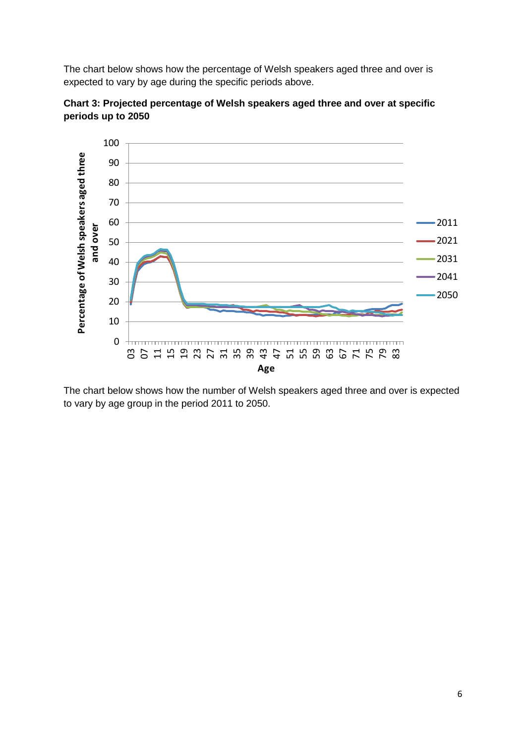The chart below shows how the percentage of Welsh speakers aged three and over is expected to vary by age during the specific periods above.

**Chart 3: Projected percentage of Welsh speakers aged three and over at specific periods up to 2050**

The chart below shows how the number of Welsh speakers aged three and over is expected to vary by age group in the period 2011 to 2050.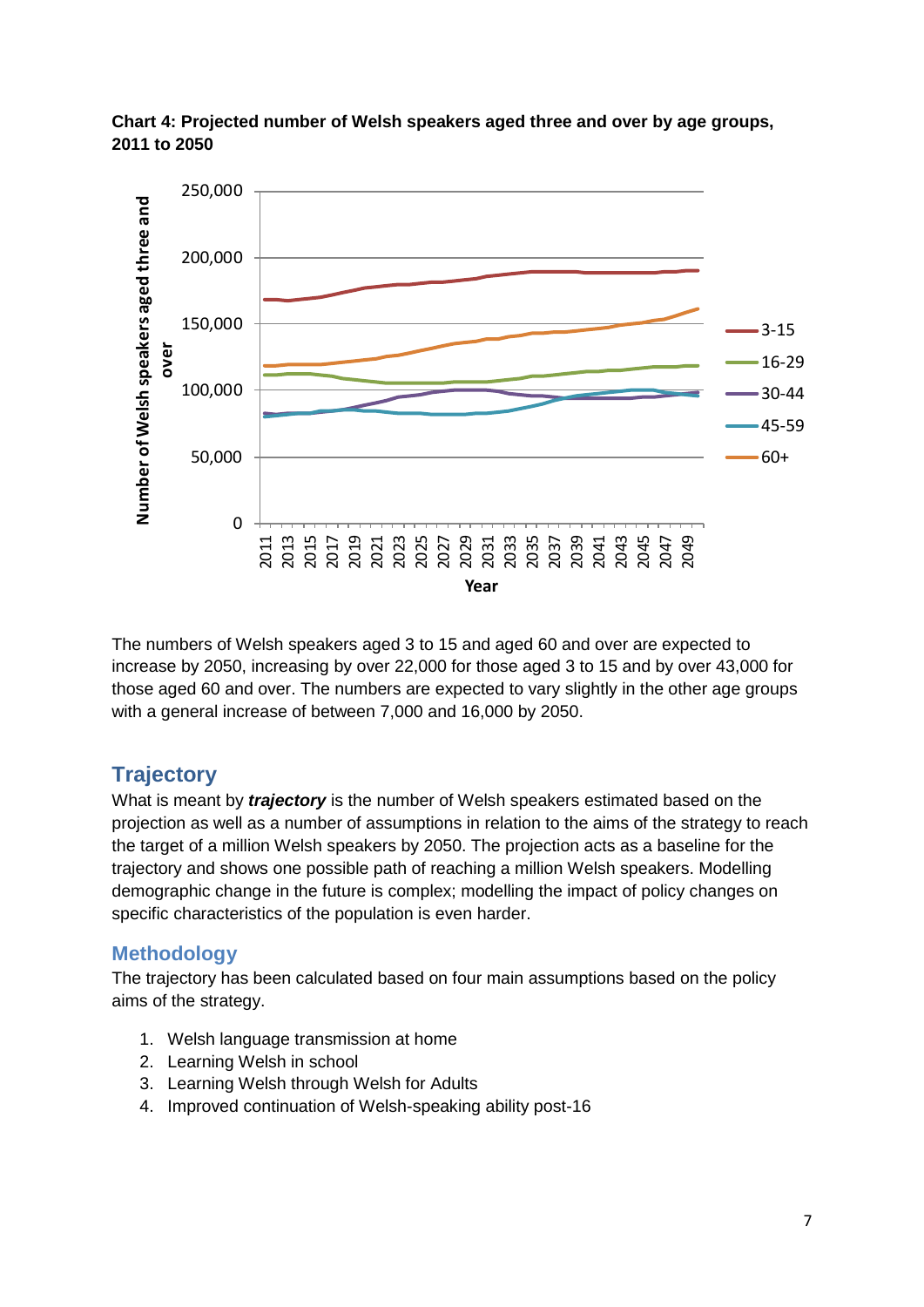**Chart 4: Projected number of Welsh speakers aged three and over by age groups, 2011 to 2050**

The numbers of Welsh speakers aged 3 to 15 and aged 60 and over are expected to increase by 2050, increasing by over 22,000 for those aged 3 to 15 and by over 43,000 for those aged 60 and over. The numbers are expected to vary slightly in the other age groups with a general increase of between 7,000 and 16,000 by 2050.

## Trajectory

What is meant by ***trajectory*** is the number of Welsh speakers estimated based on the projection as well as a number of assumptions in relation to the aims of the strategy to reach the target of a million Welsh speakers by 2050. The projection acts as a baseline for the trajectory and shows one possible path of reaching a million Welsh speakers. Modelling demographic change in the future is complex; modelling the impact of policy changes on specific characteristics of the population is even harder.

### Methodology

The trajectory has been calculated based on four main assumptions based on the policy aims of the strategy.

1. Welsh language transmission at home
2. Learning Welsh in school
3. Learning Welsh through Welsh for Adults
4. Improved continuation of Welsh-speaking ability post-16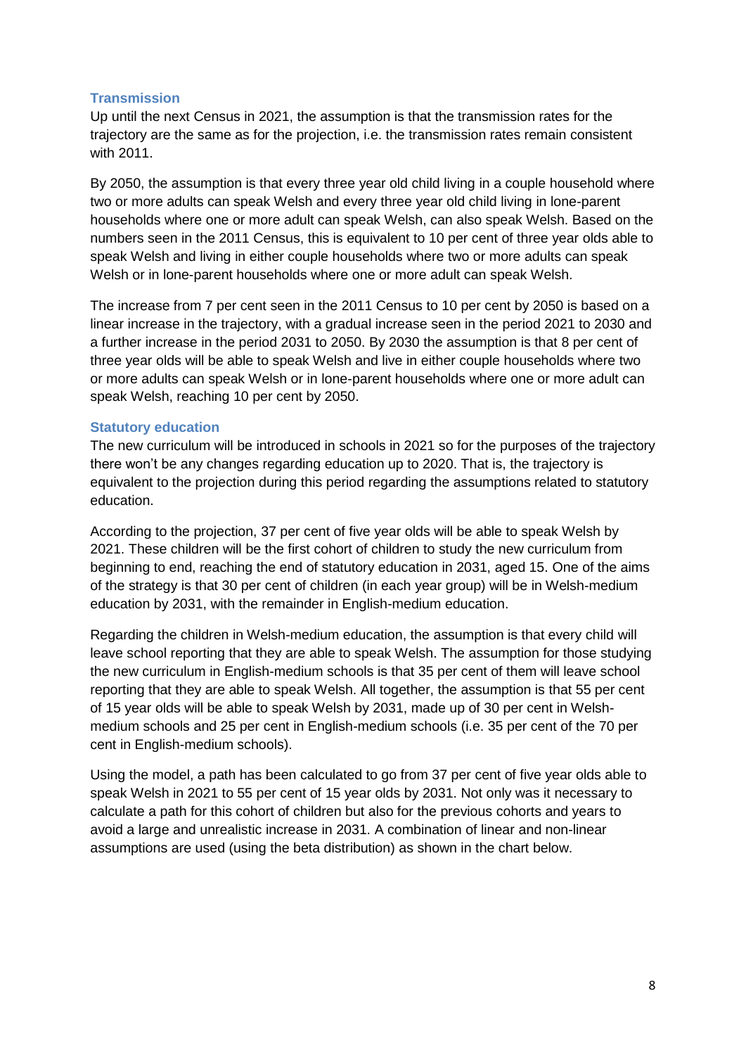### Transmission

Up until the next Census in 2021, the assumption is that the transmission rates for the trajectory are the same as for the projection, i.e. the transmission rates remain consistent with 2011.

By 2050, the assumption is that every three year old child living in a couple household where two or more adults can speak Welsh and every three year old child living in lone-parent households where one or more adult can speak Welsh, can also speak Welsh. Based on the numbers seen in the 2011 Census, this is equivalent to 10 per cent of three year olds able to speak Welsh and living in either couple households where two or more adults can speak Welsh or in lone-parent households where one or more adult can speak Welsh.

The increase from 7 per cent seen in the 2011 Census to 10 per cent by 2050 is based on a linear increase in the trajectory, with a gradual increase seen in the period 2021 to 2030 and a further increase in the period 2031 to 2050. By 2030 the assumption is that 8 per cent of three year olds will be able to speak Welsh and live in either couple households where two or more adults can speak Welsh or in lone-parent households where one or more adult can speak Welsh, reaching 10 per cent by 2050.

### Statutory education

The new curriculum will be introduced in schools in 2021 so for the purposes of the trajectory there won't be any changes regarding education up to 2020. That is, the trajectory is equivalent to the projection during this period regarding the assumptions related to statutory education.

According to the projection, 37 per cent of five year olds will be able to speak Welsh by 2021. These children will be the first cohort of children to study the new curriculum from beginning to end, reaching the end of statutory education in 2031, aged 15. One of the aims of the strategy is that 30 per cent of children (in each year group) will be in Welsh-medium education by 2031, with the remainder in English-medium education.

Regarding the children in Welsh-medium education, the assumption is that every child will leave school reporting that they are able to speak Welsh. The assumption for those studying the new curriculum in English-medium schools is that 35 per cent of them will leave school reporting that they are able to speak Welsh. All together, the assumption is that 55 per cent of 15 year olds will be able to speak Welsh by 2031, made up of 30 per cent in Welsh-medium schools and 25 per cent in English-medium schools (i.e. 35 per cent of the 70 per cent in English-medium schools).

Using the model, a path has been calculated to go from 37 per cent of five year olds able to speak Welsh in 2021 to 55 per cent of 15 year olds by 2031. Not only was it necessary to calculate a path for this cohort of children but also for the previous cohorts and years to avoid a large and unrealistic increase in 2031. A combination of linear and non-linear assumptions are used (using the beta distribution) as shown in the chart below.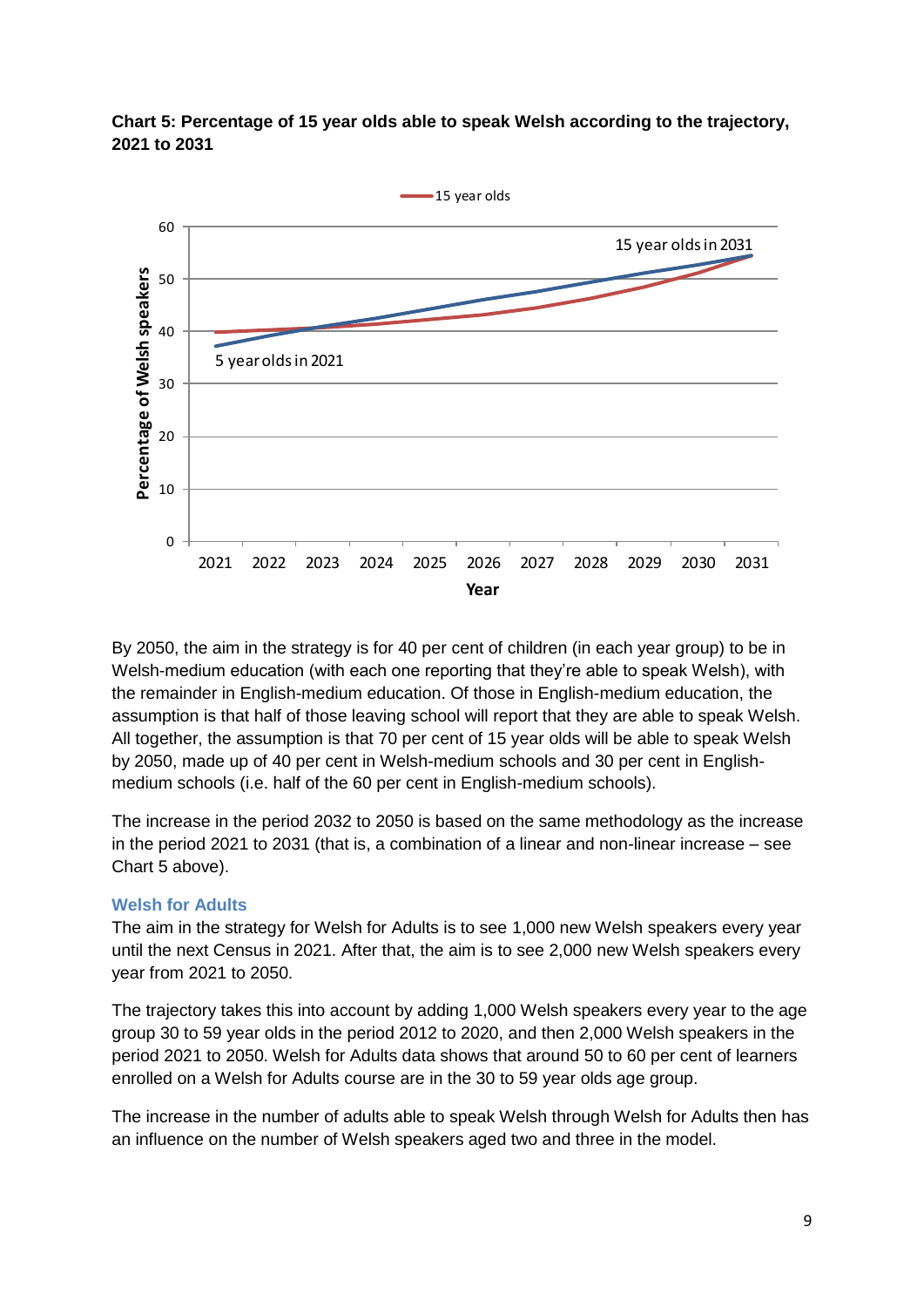**Chart 5: Percentage of 15 year olds able to speak Welsh according to the trajectory, 2021 to 2031**

By 2050, the aim in the strategy is for 40 per cent of children (in each year group) to be in Welsh-medium education (with each one reporting that they're able to speak Welsh), with the remainder in English-medium education. Of those in English-medium education, the assumption is that half of those leaving school will report that they are able to speak Welsh. All together, the assumption is that 70 per cent of 15 year olds will be able to speak Welsh by 2050, made up of 40 per cent in Welsh-medium schools and 30 per cent in English-medium schools (i.e. half of the 60 per cent in English-medium schools).

The increase in the period 2032 to 2050 is based on the same methodology as the increase in the period 2021 to 2031 (that is, a combination of a linear and non-linear increase – see Chart 5 above).

### Welsh for Adults

The aim in the strategy for Welsh for Adults is to see 1,000 new Welsh speakers every year until the next Census in 2021. After that, the aim is to see 2,000 new Welsh speakers every year from 2021 to 2050.

The trajectory takes this into account by adding 1,000 Welsh speakers every year to the age group 30 to 59 year olds in the period 2012 to 2020, and then 2,000 Welsh speakers in the period 2021 to 2050. Welsh for Adults data shows that around 50 to 60 per cent of learners enrolled on a Welsh for Adults course are in the 30 to 59 year olds age group.

The increase in the number of adults able to speak Welsh through Welsh for Adults then has an influence on the number of Welsh speakers aged two and three in the model.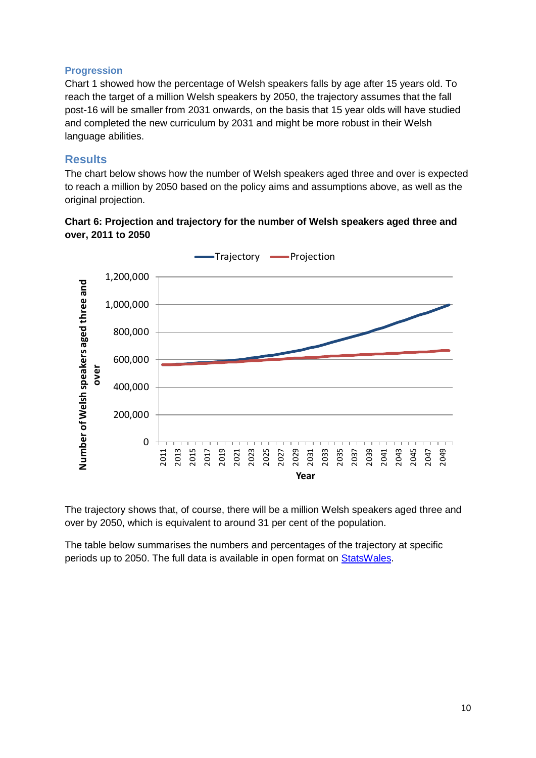### Progression

Chart 1 showed how the percentage of Welsh speakers falls by age after 15 years old. To reach the target of a million Welsh speakers by 2050, the trajectory assumes that the fall post-16 will be smaller from 2031 onwards, on the basis that 15 year olds will have studied and completed the new curriculum by 2031 and might be more robust in their Welsh language abilities.

## Results

The chart below shows how the number of Welsh speakers aged three and over is expected to reach a million by 2050 based on the policy aims and assumptions above, as well as the original projection.

**Chart 6: Projection and trajectory for the number of Welsh speakers aged three and over, 2011 to 2050**

The trajectory shows that, of course, there will be a million Welsh speakers aged three and over by 2050, which is equivalent to around 31 per cent of the population.

The table below summarises the numbers and percentages of the trajectory at specific periods up to 2050. The full data is available in open format on StatsWales.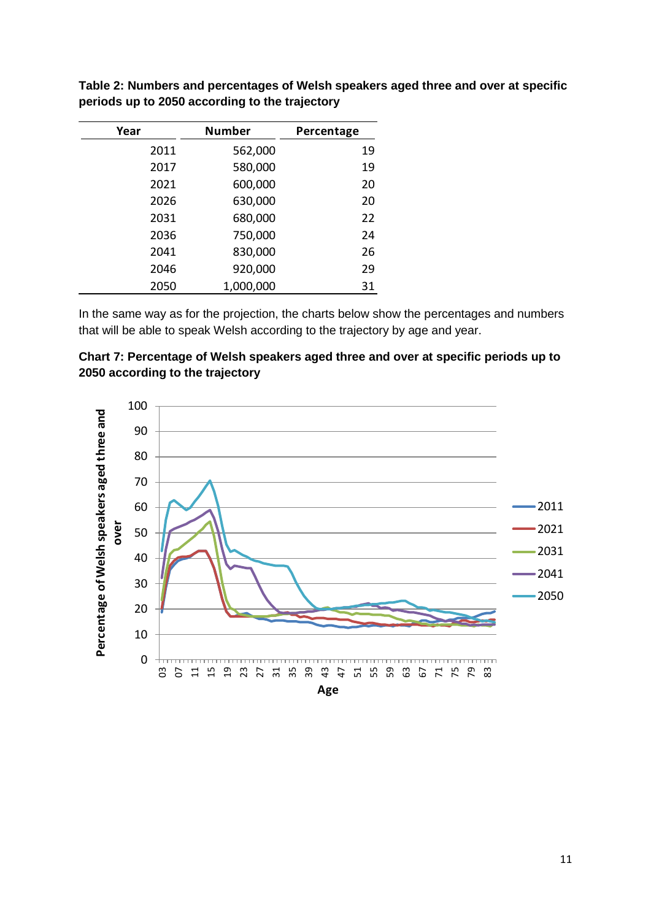**Table 2: Numbers and percentages of Welsh speakers aged three and over at specific periods up to 2050 according to the trajectory**

| Year | Number | Percentage |
|---|---|---|
| 2011 | 562,000 | 19 |
| 2017 | 580,000 | 19 |
| 2021 | 600,000 | 20 |
| 2026 | 630,000 | 20 |
| 2031 | 680,000 | 22 |
| 2036 | 750,000 | 24 |
| 2041 | 830,000 | 26 |
| 2046 | 920,000 | 29 |
| 2050 | 1,000,000 | 31 |

In the same way as for the projection, the charts below show the percentages and numbers that will be able to speak Welsh according to the trajectory by age and year.

**Chart 7: Percentage of Welsh speakers aged three and over at specific periods up to 2050 according to the trajectory**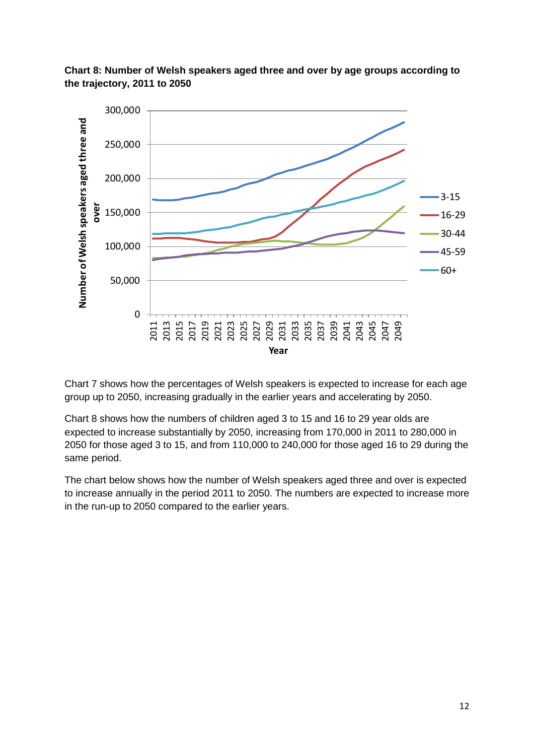**Chart 8: Number of Welsh speakers aged three and over by age groups according to the trajectory, 2011 to 2050**

Chart 7 shows how the percentages of Welsh speakers is expected to increase for each age group up to 2050, increasing gradually in the earlier years and accelerating by 2050.

Chart 8 shows how the numbers of children aged 3 to 15 and 16 to 29 year olds are expected to increase substantially by 2050, increasing from 170,000 in 2011 to 280,000 in 2050 for those aged 3 to 15, and from 110,000 to 240,000 for those aged 16 to 29 during the same period.

The chart below shows how the number of Welsh speakers aged three and over is expected to increase annually in the period 2011 to 2050. The numbers are expected to increase more in the run-up to 2050 compared to the earlier years.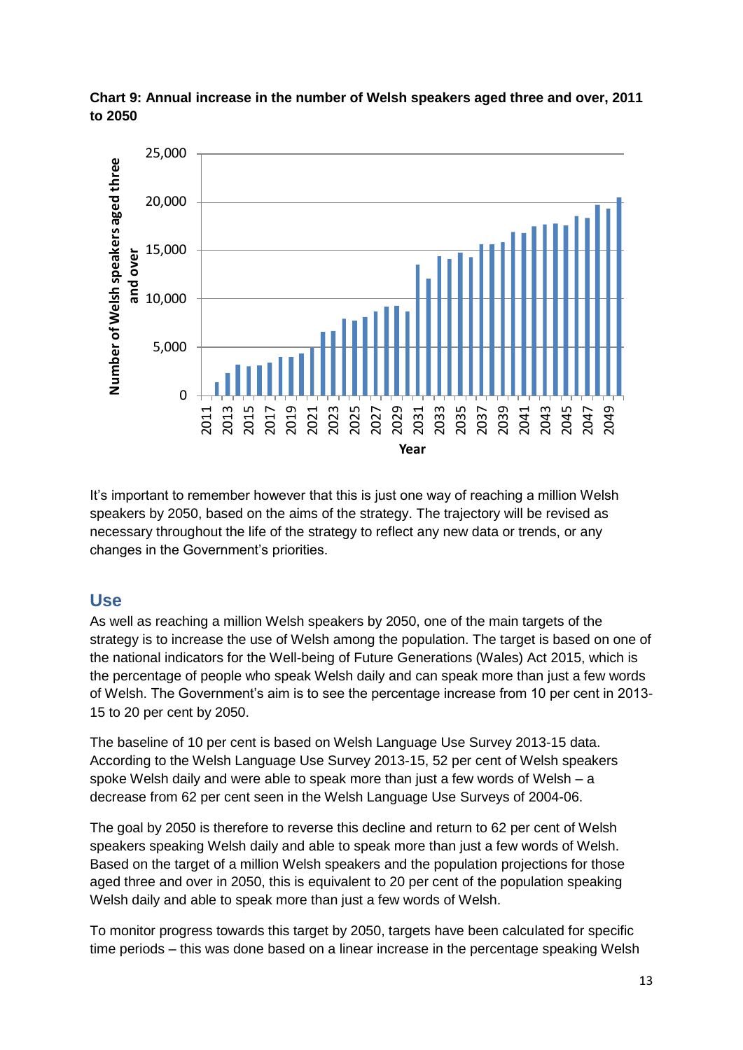**Chart 9: Annual increase in the number of Welsh speakers aged three and over, 2011 to 2050**

It's important to remember however that this is just one way of reaching a million Welsh speakers by 2050, based on the aims of the strategy. The trajectory will be revised as necessary throughout the life of the strategy to reflect any new data or trends, or any changes in the Government's priorities.

## Use

As well as reaching a million Welsh speakers by 2050, one of the main targets of the strategy is to increase the use of Welsh among the population. The target is based on one of the national indicators for the Well-being of Future Generations (Wales) Act 2015, which is the percentage of people who speak Welsh daily and can speak more than just a few words of Welsh. The Government's aim is to see the percentage increase from 10 per cent in 2013-15 to 20 per cent by 2050.

The baseline of 10 per cent is based on Welsh Language Use Survey 2013-15 data. According to the Welsh Language Use Survey 2013-15, 52 per cent of Welsh speakers spoke Welsh daily and were able to speak more than just a few words of Welsh – a decrease from 62 per cent seen in the Welsh Language Use Surveys of 2004-06.

The goal by 2050 is therefore to reverse this decline and return to 62 per cent of Welsh speakers speaking Welsh daily and able to speak more than just a few words of Welsh. Based on the target of a million Welsh speakers and the population projections for those aged three and over in 2050, this is equivalent to 20 per cent of the population speaking Welsh daily and able to speak more than just a few words of Welsh.

To monitor progress towards this target by 2050, targets have been calculated for specific time periods – this was done based on a linear increase in the percentage speaking Welsh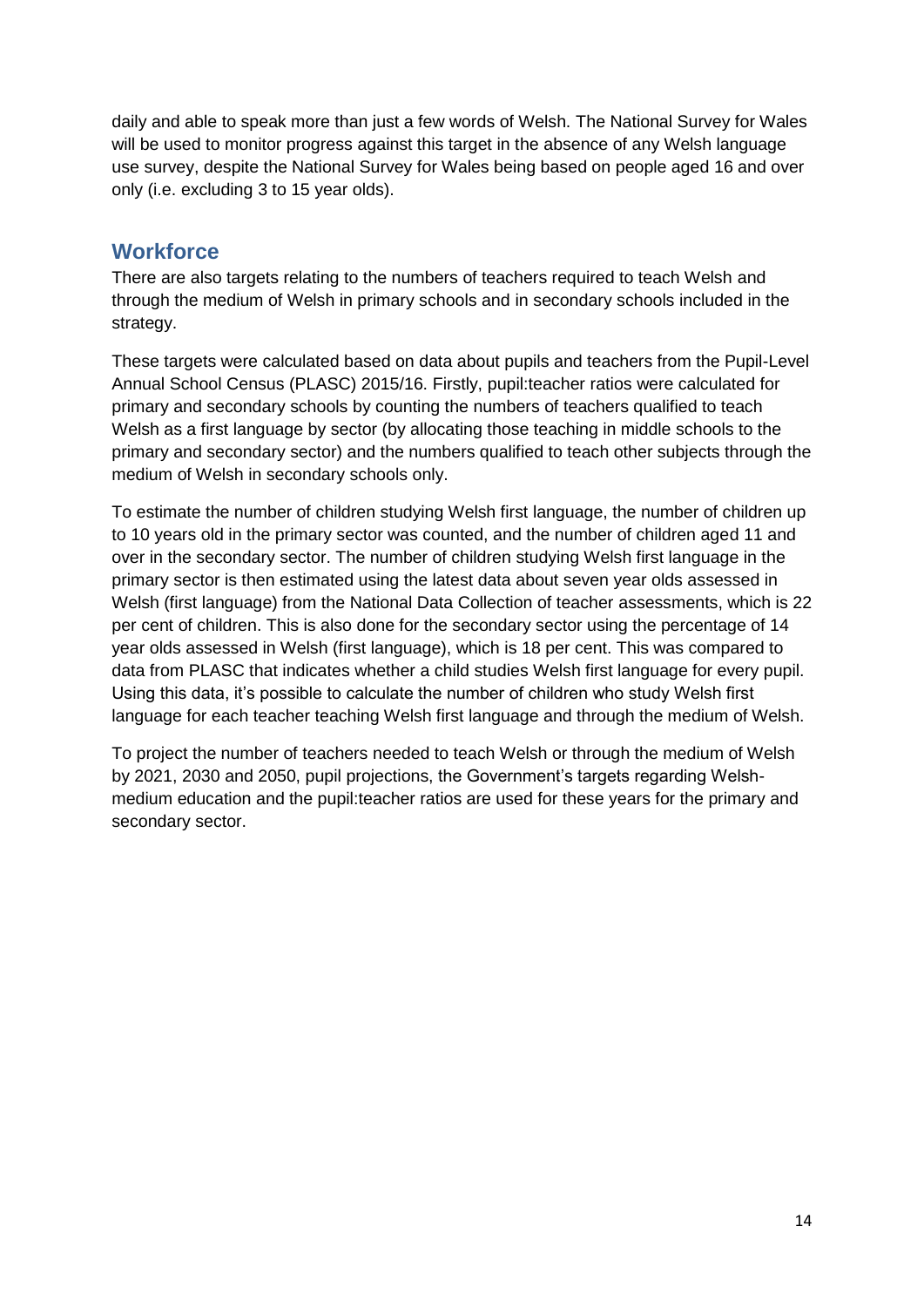daily and able to speak more than just a few words of Welsh. The National Survey for Wales will be used to monitor progress against this target in the absence of any Welsh language use survey, despite the National Survey for Wales being based on people aged 16 and over only (i.e. excluding 3 to 15 year olds).

## Workforce

There are also targets relating to the numbers of teachers required to teach Welsh and through the medium of Welsh in primary schools and in secondary schools included in the strategy.

These targets were calculated based on data about pupils and teachers from the Pupil-Level Annual School Census (PLASC) 2015/16. Firstly, pupil:teacher ratios were calculated for primary and secondary schools by counting the numbers of teachers qualified to teach Welsh as a first language by sector (by allocating those teaching in middle schools to the primary and secondary sector) and the numbers qualified to teach other subjects through the medium of Welsh in secondary schools only.

To estimate the number of children studying Welsh first language, the number of children up to 10 years old in the primary sector was counted, and the number of children aged 11 and over in the secondary sector. The number of children studying Welsh first language in the primary sector is then estimated using the latest data about seven year olds assessed in Welsh (first language) from the National Data Collection of teacher assessments, which is 22 per cent of children. This is also done for the secondary sector using the percentage of 14 year olds assessed in Welsh (first language), which is 18 per cent. This was compared to data from PLASC that indicates whether a child studies Welsh first language for every pupil. Using this data, it's possible to calculate the number of children who study Welsh first language for each teacher teaching Welsh first language and through the medium of Welsh.

To project the number of teachers needed to teach Welsh or through the medium of Welsh by 2021, 2030 and 2050, pupil projections, the Government's targets regarding Welsh-medium education and the pupil:teacher ratios are used for these years for the primary and secondary sector.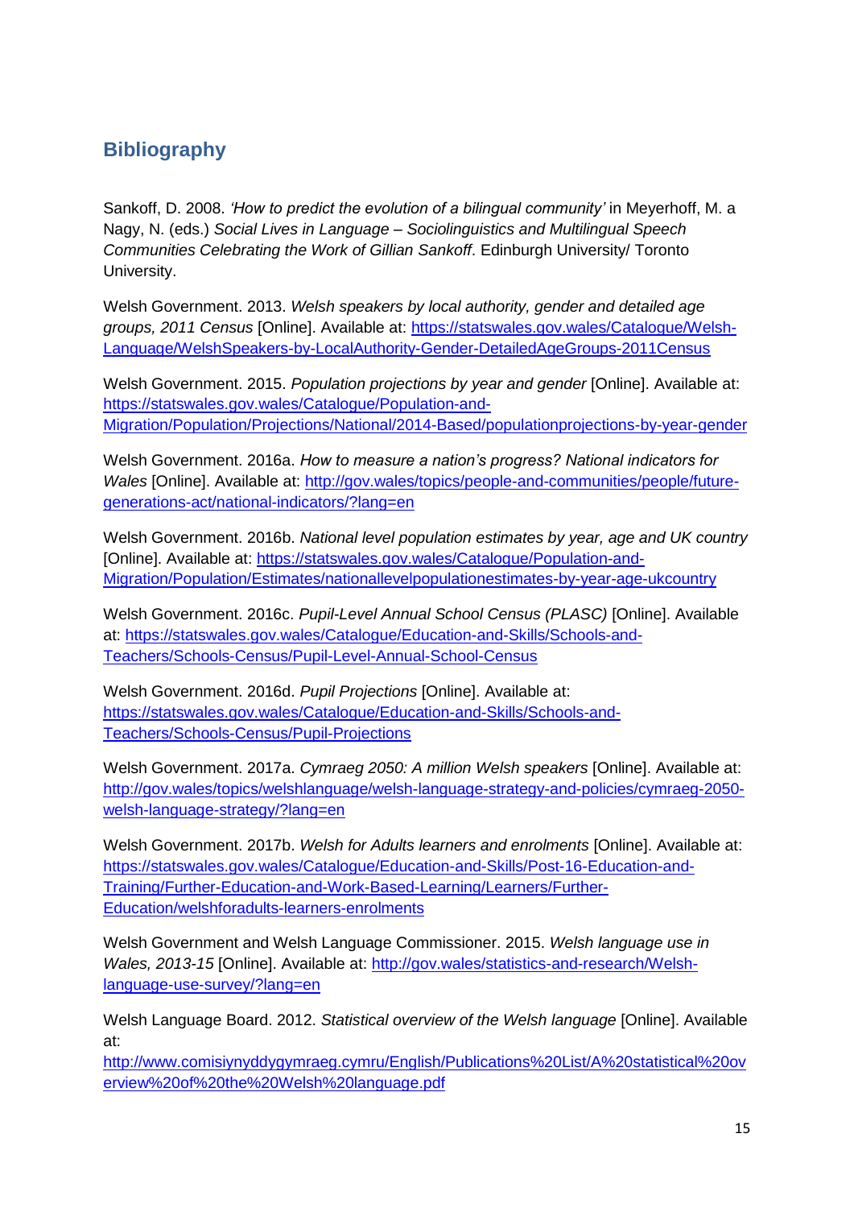## Bibliography

Sankoff, D. 2008. *'How to predict the evolution of a bilingual community'* in Meyerhoff, M. a Nagy, N. (eds.) *Social Lives in Language – Sociolinguistics and Multilingual Speech Communities Celebrating the Work of Gillian Sankoff*. Edinburgh University/ Toronto University.

Welsh Government. 2013. *Welsh speakers by local authority, gender and detailed age groups, 2011 Census* [Online]. Available at: [https://statswales.gov.wales/Catalogue/Welsh-Language/WelshSpeakers-by-LocalAuthority-Gender-DetailedAgeGroups-2011Census](https://statswales.gov.wales/Catalogue/Welsh-Language/WelshSpeakers-by-LocalAuthority-Gender-DetailedAgeGroups-2011Census)

Welsh Government. 2015. *Population projections by year and gender* [Online]. Available at: [https://statswales.gov.wales/Catalogue/Population-and-Migration/Population/Projections/National/2014-Based/populationprojections-by-year-gender](https://statswales.gov.wales/Catalogue/Population-and-Migration/Population/Projections/National/2014-Based/populationprojections-by-year-gender)

Welsh Government. 2016a. *How to measure a nation's progress? National indicators for Wales* [Online]. Available at: [http://gov.wales/topics/people-and-communities/people/future-generations-act/national-indicators/?lang=en](http://gov.wales/topics/people-and-communities/people/future-generations-act/national-indicators/?lang=en)

Welsh Government. 2016b. *National level population estimates by year, age and UK country* [Online]. Available at: [https://statswales.gov.wales/Catalogue/Population-and-Migration/Population/Estimates/nationallevelpopulationestimates-by-year-age-ukcountry](https://statswales.gov.wales/Catalogue/Population-and-Migration/Population/Estimates/nationallevelpopulationestimates-by-year-age-ukcountry)

Welsh Government. 2016c. *Pupil-Level Annual School Census (PLASC)* [Online]. Available at: [https://statswales.gov.wales/Catalogue/Education-and-Skills/Schools-and-Teachers/Schools-Census/Pupil-Level-Annual-School-Census](https://statswales.gov.wales/Catalogue/Education-and-Skills/Schools-and-Teachers/Schools-Census/Pupil-Level-Annual-School-Census)

Welsh Government. 2016d. *Pupil Projections* [Online]. Available at: [https://statswales.gov.wales/Catalogue/Education-and-Skills/Schools-and-Teachers/Schools-Census/Pupil-Projections](https://statswales.gov.wales/Catalogue/Education-and-Skills/Schools-and-Teachers/Schools-Census/Pupil-Projections)

Welsh Government. 2017a. *Cymraeg 2050: A million Welsh speakers* [Online]. Available at: [http://gov.wales/topics/welshlanguage/welsh-language-strategy-and-policies/cymraeg-2050-welsh-language-strategy/?lang=en](http://gov.wales/topics/welshlanguage/welsh-language-strategy-and-policies/cymraeg-2050-welsh-language-strategy/?lang=en)

Welsh Government. 2017b. *Welsh for Adults learners and enrolments* [Online]. Available at: [https://statswales.gov.wales/Catalogue/Education-and-Skills/Post-16-Education-and-Training/Further-Education-and-Work-Based-Learning/Learners/Further-Education/welshforadults-learners-enrolments](https://statswales.gov.wales/Catalogue/Education-and-Skills/Post-16-Education-and-Training/Further-Education-and-Work-Based-Learning/Learners/Further-Education/welshforadults-learners-enrolments)

Welsh Government and Welsh Language Commissioner. 2015. *Welsh language use in Wales, 2013-15* [Online]. Available at: [http://gov.wales/statistics-and-research/Welsh-language-use-survey/?lang=en](http://gov.wales/statistics-and-research/Welsh-language-use-survey/?lang=en)

Welsh Language Board. 2012. *Statistical overview of the Welsh language* [Online]. Available at: [http://www.comisiynyddygymraeg.cymru/English/Publications%20List/A%20statistical%20overview%20of%20the%20Welsh%20language.pdf](http://www.comisiynyddygymraeg.cymru/English/Publications%20List/A%20statistical%20overview%20of%20the%20Welsh%20language.pdf)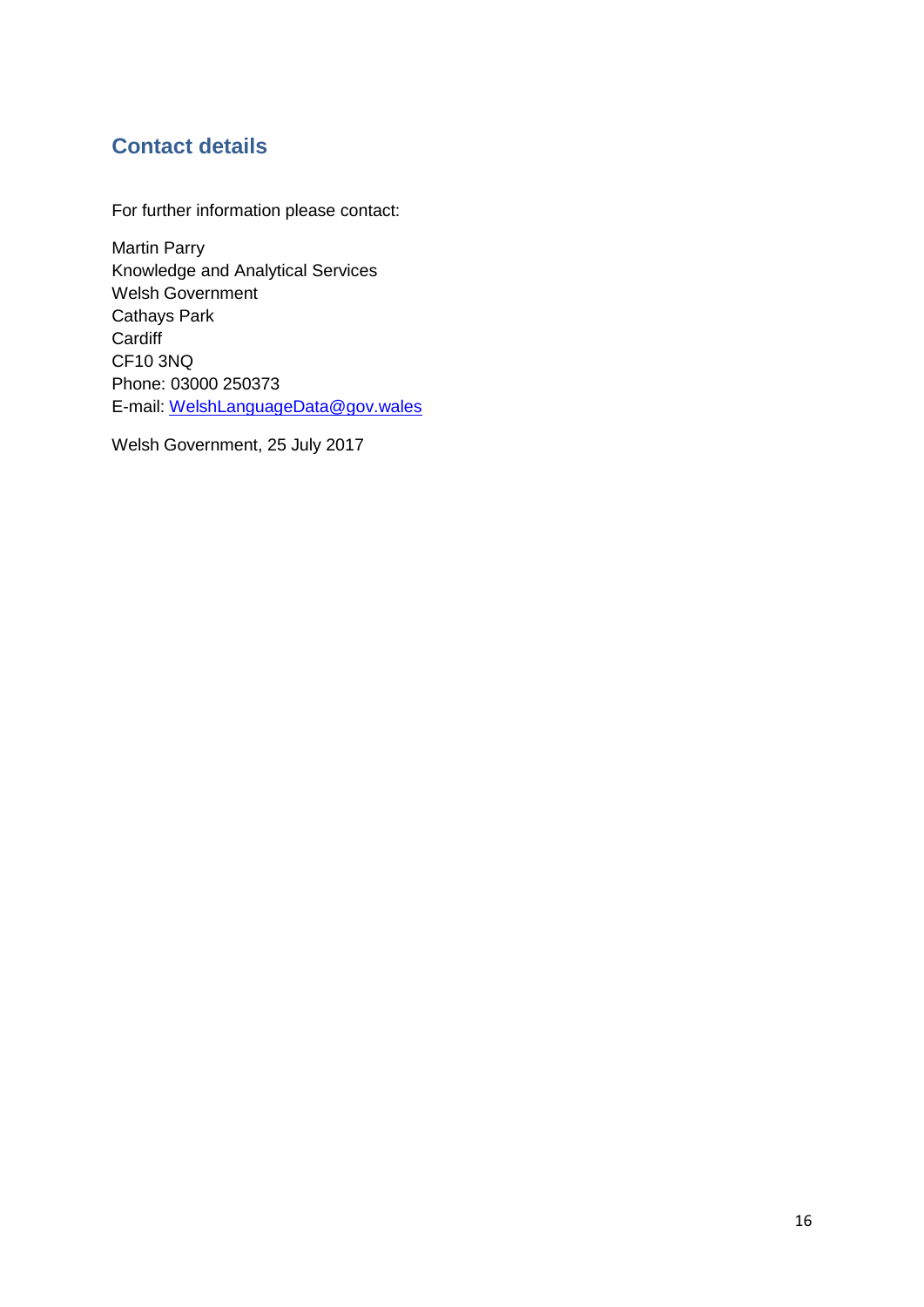## Contact details

For further information please contact:

Martin Parry
Knowledge and Analytical Services
Welsh Government
Cathays Park
Cardiff
CF10 3NQ
Phone: 03000 250373
E-mail: WelshLanguageData@gov.wales

Welsh Government, 25 July 2017